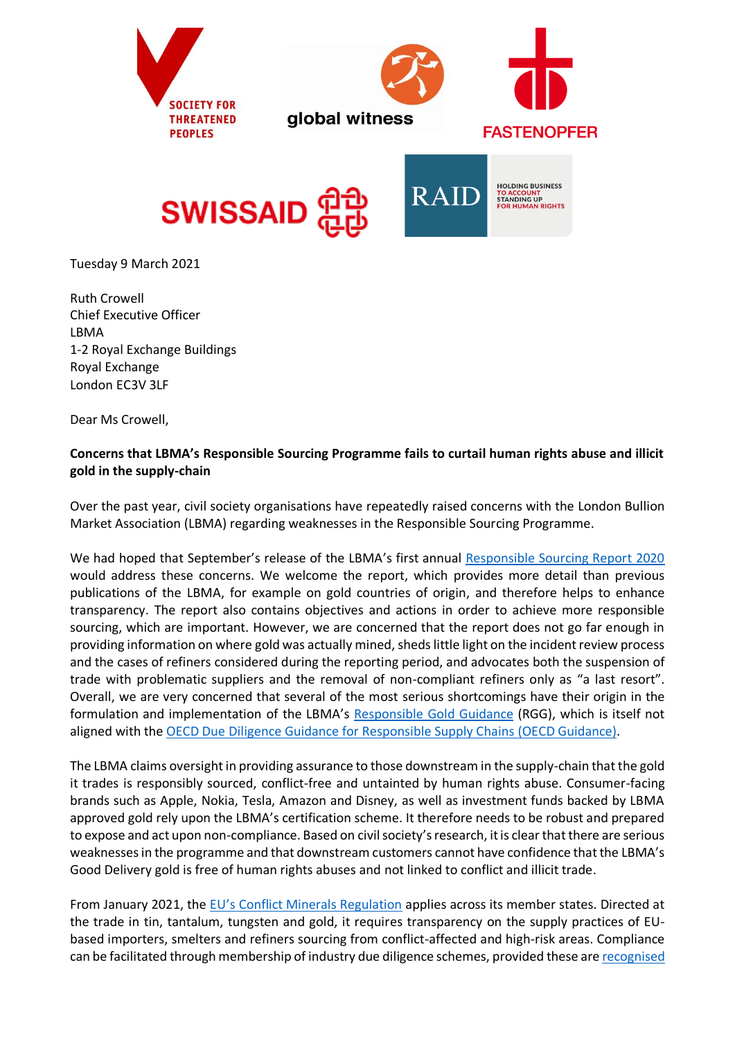Tuesday 9 March 2021

Ruth Crowell
Chief Executive Officer
LBMA
1-2 Royal Exchange Buildings
Royal Exchange
London EC3V 3LF

Dear Ms Crowell,

**Concerns that LBMA's Responsible Sourcing Programme fails to curtail human rights abuse and illicit gold in the supply-chain**

Over the past year, civil society organisations have repeatedly raised concerns with the London Bullion Market Association (LBMA) regarding weaknesses in the Responsible Sourcing Programme.

We had hoped that September's release of the LBMA's first annual Responsible Sourcing Report 2020 would address these concerns. We welcome the report, which provides more detail than previous publications of the LBMA, for example on gold countries of origin, and therefore helps to enhance transparency. The report also contains objectives and actions in order to achieve more responsible sourcing, which are important. However, we are concerned that the report does not go far enough in providing information on where gold was actually mined, sheds little light on the incident review process and the cases of refiners considered during the reporting period, and advocates both the suspension of trade with problematic suppliers and the removal of non-compliant refiners only as "a last resort". Overall, we are very concerned that several of the most serious shortcomings have their origin in the formulation and implementation of the LBMA's Responsible Gold Guidance (RGG), which is itself not aligned with the OECD Due Diligence Guidance for Responsible Supply Chains (OECD Guidance).

The LBMA claims oversight in providing assurance to those downstream in the supply-chain that the gold it trades is responsibly sourced, conflict-free and untainted by human rights abuse. Consumer-facing brands such as Apple, Nokia, Tesla, Amazon and Disney, as well as investment funds backed by LBMA approved gold rely upon the LBMA's certification scheme. It therefore needs to be robust and prepared to expose and act upon non-compliance. Based on civil society's research, it is clear that there are serious weaknesses in the programme and that downstream customers cannot have confidence that the LBMA's Good Delivery gold is free of human rights abuses and not linked to conflict and illicit trade.

From January 2021, the EU's Conflict Minerals Regulation applies across its member states. Directed at the trade in tin, tantalum, tungsten and gold, it requires transparency on the supply practices of EU-based importers, smelters and refiners sourcing from conflict-affected and high-risk areas. Compliance can be facilitated through membership of industry due diligence schemes, provided these are recognised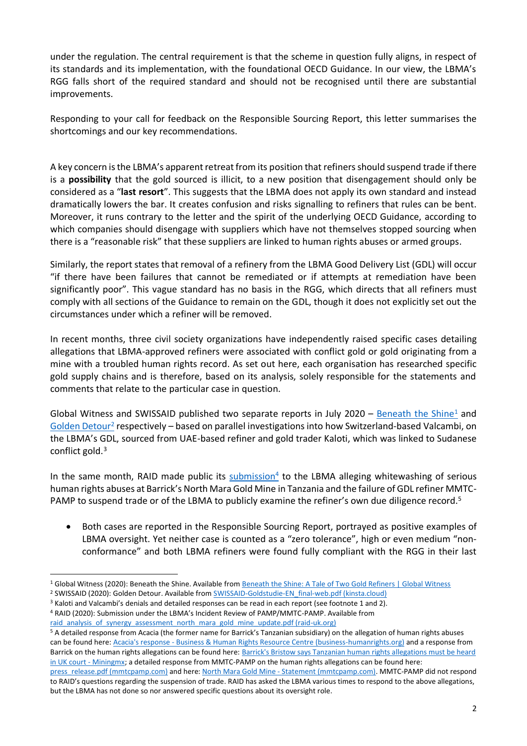under the regulation. The central requirement is that the scheme in question fully aligns, in respect of its standards and its implementation, with the foundational OECD Guidance. In our view, the LBMA's RGG falls short of the required standard and should not be recognised until there are substantial improvements.

Responding to your call for feedback on the Responsible Sourcing Report, this letter summarises the shortcomings and our key recommendations.

A key concern is the LBMA's apparent retreat from its position that refiners should suspend trade if there is a **possibility** that the gold sourced is illicit, to a new position that disengagement should only be considered as a "**last resort**". This suggests that the LBMA does not apply its own standard and instead dramatically lowers the bar. It creates confusion and risks signalling to refiners that rules can be bent. Moreover, it runs contrary to the letter and the spirit of the underlying OECD Guidance, according to which companies should disengage with suppliers which have not themselves stopped sourcing when there is a "reasonable risk" that these suppliers are linked to human rights abuses or armed groups.

Similarly, the report states that removal of a refinery from the LBMA Good Delivery List (GDL) will occur "if there have been failures that cannot be remediated or if attempts at remediation have been significantly poor". This vague standard has no basis in the RGG, which directs that all refiners must comply with all sections of the Guidance to remain on the GDL, though it does not explicitly set out the circumstances under which a refiner will be removed.

In recent months, three civil society organizations have independently raised specific cases detailing allegations that LBMA-approved refiners were associated with conflict gold or gold originating from a mine with a troubled human rights record. As set out here, each organisation has researched specific gold supply chains and is therefore, based on its analysis, solely responsible for the statements and comments that relate to the particular case in question.

Global Witness and SWISSAID published two separate reports in July 2020 – Beneath the Shine[1] and Golden Detour[2] respectively – based on parallel investigations into how Switzerland-based Valcambi, on the LBMA's GDL, sourced from UAE-based refiner and gold trader Kaloti, which was linked to Sudanese conflict gold.[3]

In the same month, RAID made public its submission[4] to the LBMA alleging whitewashing of serious human rights abuses at Barrick's North Mara Gold Mine in Tanzania and the failure of GDL refiner MMTC-PAMP to suspend trade or of the LBMA to publicly examine the refiner's own due diligence record.[5]

- Both cases are reported in the Responsible Sourcing Report, portrayed as positive examples of LBMA oversight. Yet neither case is counted as a "zero tolerance", high or even medium "non-conformance" and both LBMA refiners were found fully compliant with the RGG in their last

---

[1] Global Witness (2020): Beneath the Shine. Available from Beneath the Shine: A Tale of Two Gold Refiners | Global Witness

[2] SWISSAID (2020): Golden Detour. Available from SWISSAID-Goldstudie-EN_final-web.pdf (kinsta.cloud)

[3] Kaloti and Valcambi's denials and detailed responses can be read in each report (see footnote 1 and 2).

[4] RAID (2020): Submission under the LBMA's Incident Review of PAMP/MMTC-PAMP. Available from raid_analysis_of_synergy_assessment_north_mara_gold_mine_update.pdf (raid-uk.org)

[5] A detailed response from Acacia (the former name for Barrick's Tanzanian subsidiary) on the allegation of human rights abuses can be found here: Acacia's response - Business & Human Rights Resource Centre (business-humanrights.org) and a response from Barrick on the human rights allegations can be found here: Barrick's Bristow says Tanzanian human rights allegations must be heard in UK court - Miningmx; a detailed response from MMTC-PAMP on the human rights allegations can be found here: press_release.pdf (mmtcpamp.com) and here: North Mara Gold Mine - Statement (mmtcpamp.com). MMTC-PAMP did not respond to RAID's questions regarding the suspension of trade. RAID has asked the LBMA various times to respond to the above allegations, but the LBMA has not done so nor answered specific questions about its oversight role.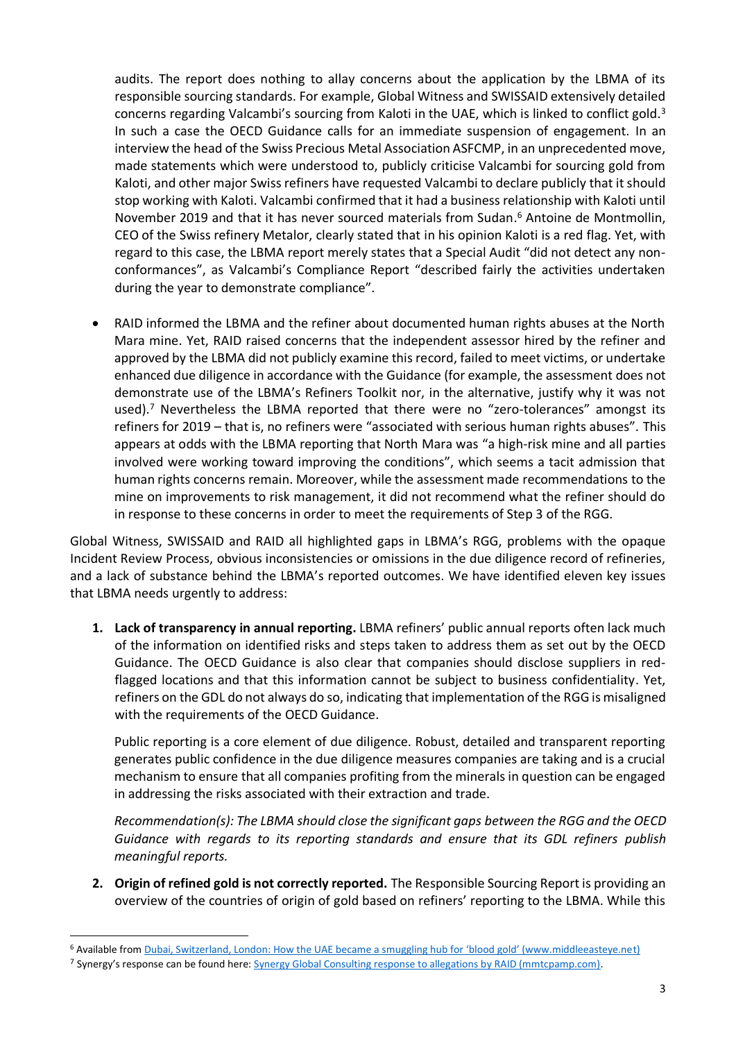audits. The report does nothing to allay concerns about the application by the LBMA of its responsible sourcing standards. For example, Global Witness and SWISSAID extensively detailed concerns regarding Valcambi's sourcing from Kaloti in the UAE, which is linked to conflict gold.[3] In such a case the OECD Guidance calls for an immediate suspension of engagement. In an interview the head of the Swiss Precious Metal Association ASFCMP, in an unprecedented move, made statements which were understood to, publicly criticise Valcambi for sourcing gold from Kaloti, and other major Swiss refiners have requested Valcambi to declare publicly that it should stop working with Kaloti. Valcambi confirmed that it had a business relationship with Kaloti until November 2019 and that it has never sourced materials from Sudan.[6] Antoine de Montmollin, CEO of the Swiss refinery Metalor, clearly stated that in his opinion Kaloti is a red flag. Yet, with regard to this case, the LBMA report merely states that a Special Audit "did not detect any non-conformances", as Valcambi's Compliance Report "described fairly the activities undertaken during the year to demonstrate compliance".

- RAID informed the LBMA and the refiner about documented human rights abuses at the North Mara mine. Yet, RAID raised concerns that the independent assessor hired by the refiner and approved by the LBMA did not publicly examine this record, failed to meet victims, or undertake enhanced due diligence in accordance with the Guidance (for example, the assessment does not demonstrate use of the LBMA's Refiners Toolkit nor, in the alternative, justify why it was not used).[7] Nevertheless the LBMA reported that there were no "zero-tolerances" amongst its refiners for 2019 – that is, no refiners were "associated with serious human rights abuses". This appears at odds with the LBMA reporting that North Mara was "a high-risk mine and all parties involved were working toward improving the conditions", which seems a tacit admission that human rights concerns remain. Moreover, while the assessment made recommendations to the mine on improvements to risk management, it did not recommend what the refiner should do in response to these concerns in order to meet the requirements of Step 3 of the RGG.

Global Witness, SWISSAID and RAID all highlighted gaps in LBMA's RGG, problems with the opaque Incident Review Process, obvious inconsistencies or omissions in the due diligence record of refineries, and a lack of substance behind the LBMA's reported outcomes. We have identified eleven key issues that LBMA needs urgently to address:

1. **Lack of transparency in annual reporting.** LBMA refiners' public annual reports often lack much of the information on identified risks and steps taken to address them as set out by the OECD Guidance. The OECD Guidance is also clear that companies should disclose suppliers in red-flagged locations and that this information cannot be subject to business confidentiality. Yet, refiners on the GDL do not always do so, indicating that implementation of the RGG is misaligned with the requirements of the OECD Guidance.

   Public reporting is a core element of due diligence. Robust, detailed and transparent reporting generates public confidence in the due diligence measures companies are taking and is a crucial mechanism to ensure that all companies profiting from the minerals in question can be engaged in addressing the risks associated with their extraction and trade.

   *Recommendation(s): The LBMA should close the significant gaps between the RGG and the OECD Guidance with regards to its reporting standards and ensure that its GDL refiners publish meaningful reports.*

2. **Origin of refined gold is not correctly reported.** The Responsible Sourcing Report is providing an overview of the countries of origin of gold based on refiners' reporting to the LBMA. While this

---

[6] Available from [Dubai, Switzerland, London: How the UAE became a smuggling hub for 'blood gold' (www.middleeasteye.net)](www.middleeasteye.net)

[7] Synergy's response can be found here: [Synergy Global Consulting response to allegations by RAID (mmtcpamp.com)](mmtcpamp.com).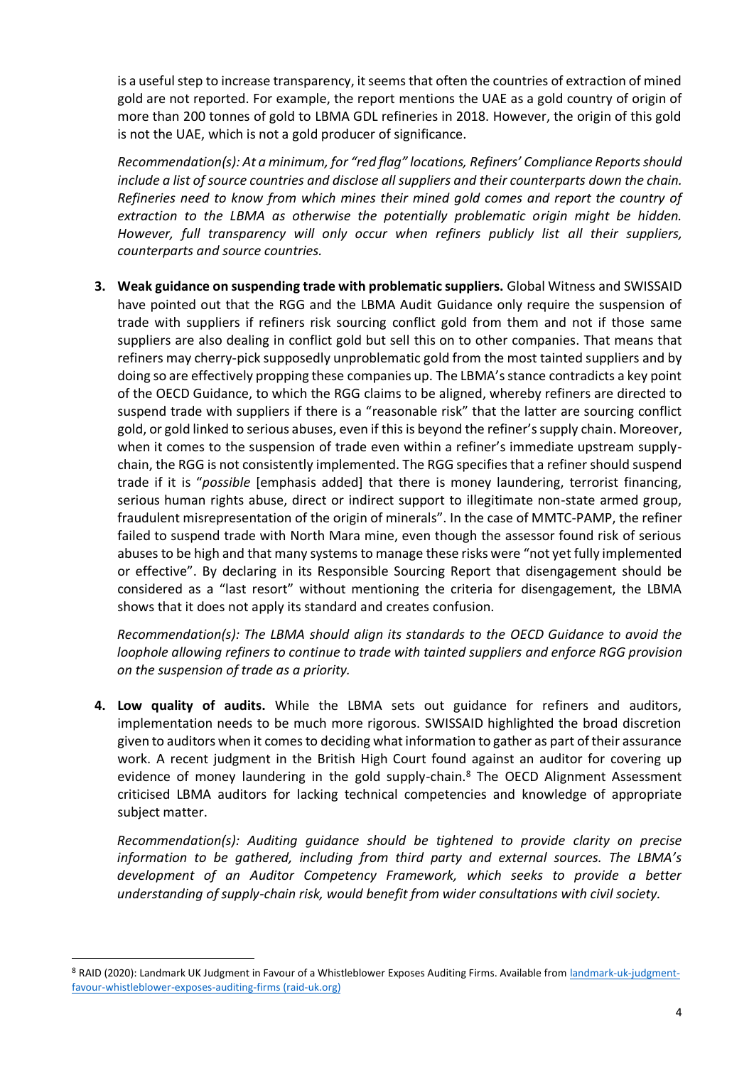is a useful step to increase transparency, it seems that often the countries of extraction of mined gold are not reported. For example, the report mentions the UAE as a gold country of origin of more than 200 tonnes of gold to LBMA GDL refineries in 2018. However, the origin of this gold is not the UAE, which is not a gold producer of significance.

*Recommendation(s): At a minimum, for "red flag" locations, Refiners' Compliance Reports should include a list of source countries and disclose all suppliers and their counterparts down the chain. Refineries need to know from which mines their mined gold comes and report the country of extraction to the LBMA as otherwise the potentially problematic origin might be hidden. However, full transparency will only occur when refiners publicly list all their suppliers, counterparts and source countries.*

3. **Weak guidance on suspending trade with problematic suppliers.** Global Witness and SWISSAID have pointed out that the RGG and the LBMA Audit Guidance only require the suspension of trade with suppliers if refiners risk sourcing conflict gold from them and not if those same suppliers are also dealing in conflict gold but sell this on to other companies. That means that refiners may cherry-pick supposedly unproblematic gold from the most tainted suppliers and by doing so are effectively propping these companies up. The LBMA's stance contradicts a key point of the OECD Guidance, to which the RGG claims to be aligned, whereby refiners are directed to suspend trade with suppliers if there is a "reasonable risk" that the latter are sourcing conflict gold, or gold linked to serious abuses, even if this is beyond the refiner's supply chain. Moreover, when it comes to the suspension of trade even within a refiner's immediate upstream supply-chain, the RGG is not consistently implemented. The RGG specifies that a refiner should suspend trade if it is "*possible* [emphasis added] that there is money laundering, terrorist financing, serious human rights abuse, direct or indirect support to illegitimate non-state armed group, fraudulent misrepresentation of the origin of minerals". In the case of MMTC-PAMP, the refiner failed to suspend trade with North Mara mine, even though the assessor found risk of serious abuses to be high and that many systems to manage these risks were "not yet fully implemented or effective". By declaring in its Responsible Sourcing Report that disengagement should be considered as a "last resort" without mentioning the criteria for disengagement, the LBMA shows that it does not apply its standard and creates confusion.

   *Recommendation(s): The LBMA should align its standards to the OECD Guidance to avoid the loophole allowing refiners to continue to trade with tainted suppliers and enforce RGG provision on the suspension of trade as a priority.*

4. **Low quality of audits.** While the LBMA sets out guidance for refiners and auditors, implementation needs to be much more rigorous. SWISSAID highlighted the broad discretion given to auditors when it comes to deciding what information to gather as part of their assurance work. A recent judgment in the British High Court found against an auditor for covering up evidence of money laundering in the gold supply-chain.[8] The OECD Alignment Assessment criticised LBMA auditors for lacking technical competencies and knowledge of appropriate subject matter.

   *Recommendation(s): Auditing guidance should be tightened to provide clarity on precise information to be gathered, including from third party and external sources. The LBMA's development of an Auditor Competency Framework, which seeks to provide a better understanding of supply-chain risk, would benefit from wider consultations with civil society.*

---

[8] RAID (2020): Landmark UK Judgment in Favour of a Whistleblower Exposes Auditing Firms. Available from landmark-uk-judgment-favour-whistleblower-exposes-auditing-firms (raid-uk.org)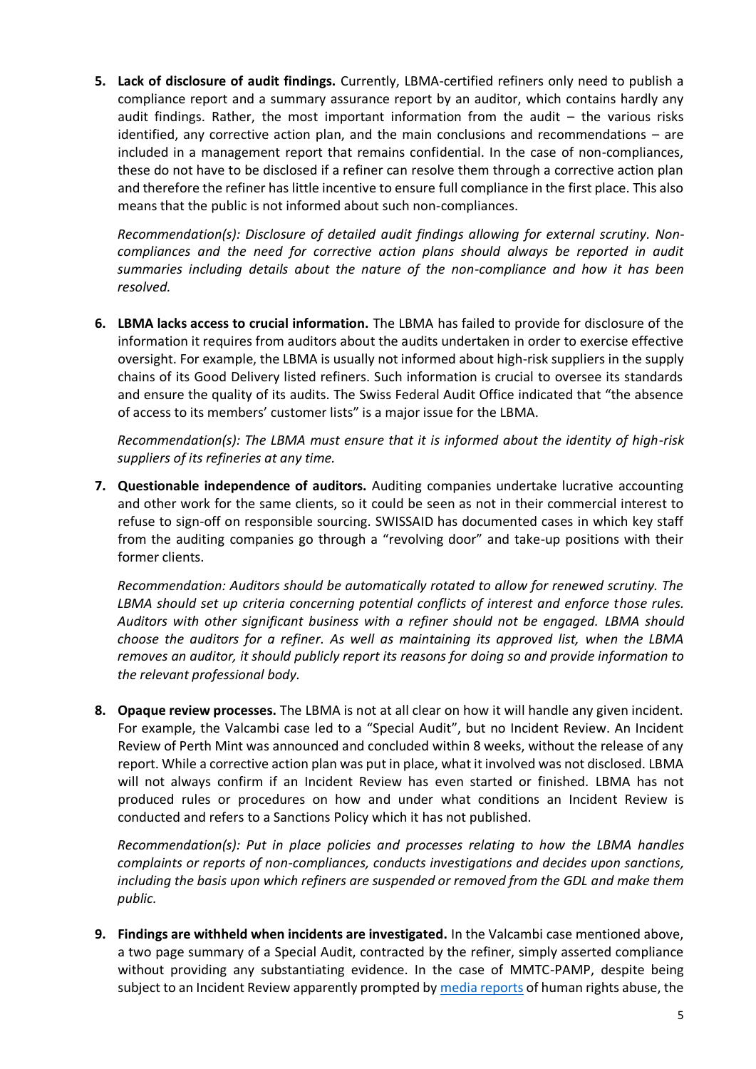5. **Lack of disclosure of audit findings.** Currently, LBMA-certified refiners only need to publish a compliance report and a summary assurance report by an auditor, which contains hardly any audit findings. Rather, the most important information from the audit – the various risks identified, any corrective action plan, and the main conclusions and recommendations – are included in a management report that remains confidential. In the case of non-compliances, these do not have to be disclosed if a refiner can resolve them through a corrective action plan and therefore the refiner has little incentive to ensure full compliance in the first place. This also means that the public is not informed about such non-compliances.

   *Recommendation(s): Disclosure of detailed audit findings allowing for external scrutiny. Non-compliances and the need for corrective action plans should always be reported in audit summaries including details about the nature of the non-compliance and how it has been resolved.*

6. **LBMA lacks access to crucial information.** The LBMA has failed to provide for disclosure of the information it requires from auditors about the audits undertaken in order to exercise effective oversight. For example, the LBMA is usually not informed about high-risk suppliers in the supply chains of its Good Delivery listed refiners. Such information is crucial to oversee its standards and ensure the quality of its audits. The Swiss Federal Audit Office indicated that "the absence of access to its members' customer lists" is a major issue for the LBMA.

   *Recommendation(s): The LBMA must ensure that it is informed about the identity of high-risk suppliers of its refineries at any time.*

7. **Questionable independence of auditors.** Auditing companies undertake lucrative accounting and other work for the same clients, so it could be seen as not in their commercial interest to refuse to sign-off on responsible sourcing. SWISSAID has documented cases in which key staff from the auditing companies go through a "revolving door" and take-up positions with their former clients.

   *Recommendation: Auditors should be automatically rotated to allow for renewed scrutiny. The LBMA should set up criteria concerning potential conflicts of interest and enforce those rules. Auditors with other significant business with a refiner should not be engaged. LBMA should choose the auditors for a refiner. As well as maintaining its approved list, when the LBMA removes an auditor, it should publicly report its reasons for doing so and provide information to the relevant professional body.*

8. **Opaque review processes.** The LBMA is not at all clear on how it will handle any given incident. For example, the Valcambi case led to a "Special Audit", but no Incident Review. An Incident Review of Perth Mint was announced and concluded within 8 weeks, without the release of any report. While a corrective action plan was put in place, what it involved was not disclosed. LBMA will not always confirm if an Incident Review has even started or finished. LBMA has not produced rules or procedures on how and under what conditions an Incident Review is conducted and refers to a Sanctions Policy which it has not published.

   *Recommendation(s): Put in place policies and processes relating to how the LBMA handles complaints or reports of non-compliances, conducts investigations and decides upon sanctions, including the basis upon which refiners are suspended or removed from the GDL and make them public.*

9. **Findings are withheld when incidents are investigated.** In the Valcambi case mentioned above, a two page summary of a Special Audit, contracted by the refiner, simply asserted compliance without providing any substantiating evidence. In the case of MMTC-PAMP, despite being subject to an Incident Review apparently prompted by media reports of human rights abuse, the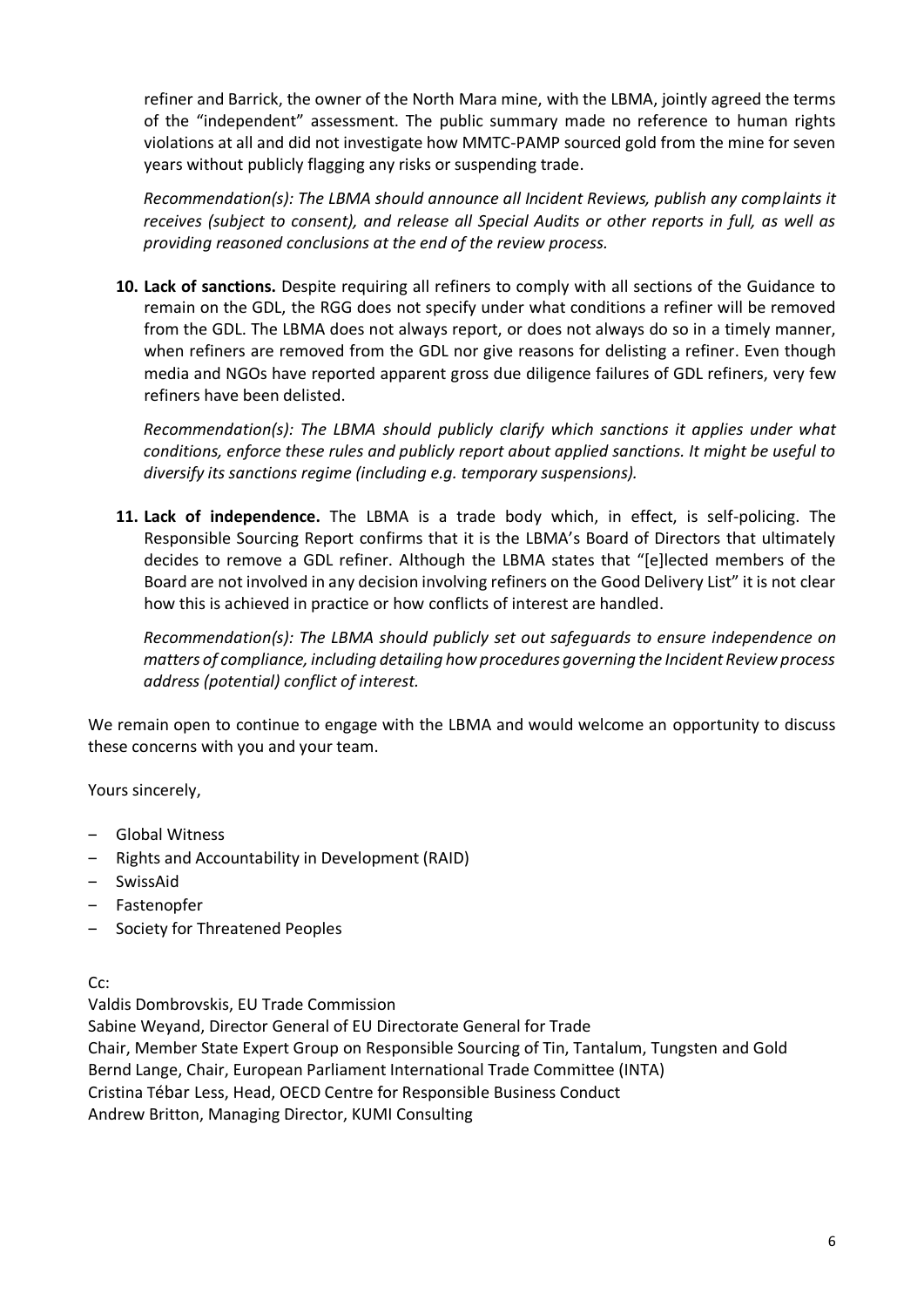refiner and Barrick, the owner of the North Mara mine, with the LBMA, jointly agreed the terms of the "independent" assessment. The public summary made no reference to human rights violations at all and did not investigate how MMTC-PAMP sourced gold from the mine for seven years without publicly flagging any risks or suspending trade.

*Recommendation(s): The LBMA should announce all Incident Reviews, publish any complaints it receives (subject to consent), and release all Special Audits or other reports in full, as well as providing reasoned conclusions at the end of the review process.*

10. **Lack of sanctions.** Despite requiring all refiners to comply with all sections of the Guidance to remain on the GDL, the RGG does not specify under what conditions a refiner will be removed from the GDL. The LBMA does not always report, or does not always do so in a timely manner, when refiners are removed from the GDL nor give reasons for delisting a refiner. Even though media and NGOs have reported apparent gross due diligence failures of GDL refiners, very few refiners have been delisted.

    *Recommendation(s): The LBMA should publicly clarify which sanctions it applies under what conditions, enforce these rules and publicly report about applied sanctions. It might be useful to diversify its sanctions regime (including e.g. temporary suspensions).*

11. **Lack of independence.** The LBMA is a trade body which, in effect, is self-policing. The Responsible Sourcing Report confirms that it is the LBMA's Board of Directors that ultimately decides to remove a GDL refiner. Although the LBMA states that "[e]lected members of the Board are not involved in any decision involving refiners on the Good Delivery List" it is not clear how this is achieved in practice or how conflicts of interest are handled.

    *Recommendation(s): The LBMA should publicly set out safeguards to ensure independence on matters of compliance, including detailing how procedures governing the Incident Review process address (potential) conflict of interest.*

We remain open to continue to engage with the LBMA and would welcome an opportunity to discuss these concerns with you and your team.

Yours sincerely,

- Global Witness
- Rights and Accountability in Development (RAID)
- SwissAid
- Fastenopfer
- Society for Threatened Peoples

Cc:
Valdis Dombrovskis, EU Trade Commission
Sabine Weyand, Director General of EU Directorate General for Trade
Chair, Member State Expert Group on Responsible Sourcing of Tin, Tantalum, Tungsten and Gold
Bernd Lange, Chair, European Parliament International Trade Committee (INTA)
Cristina Tébar Less, Head, OECD Centre for Responsible Business Conduct
Andrew Britton, Managing Director, KUMI Consulting